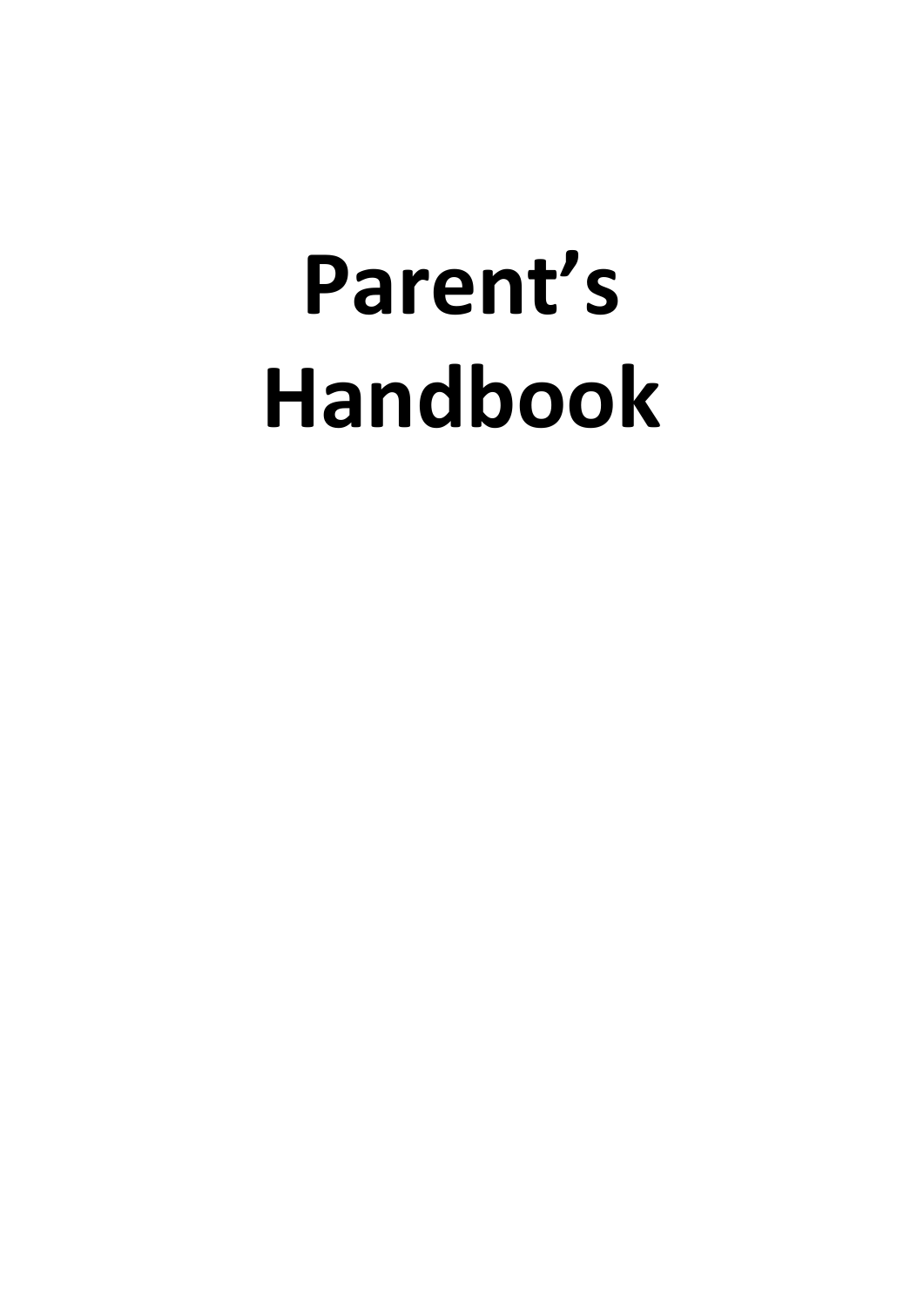# Parent’s Handbook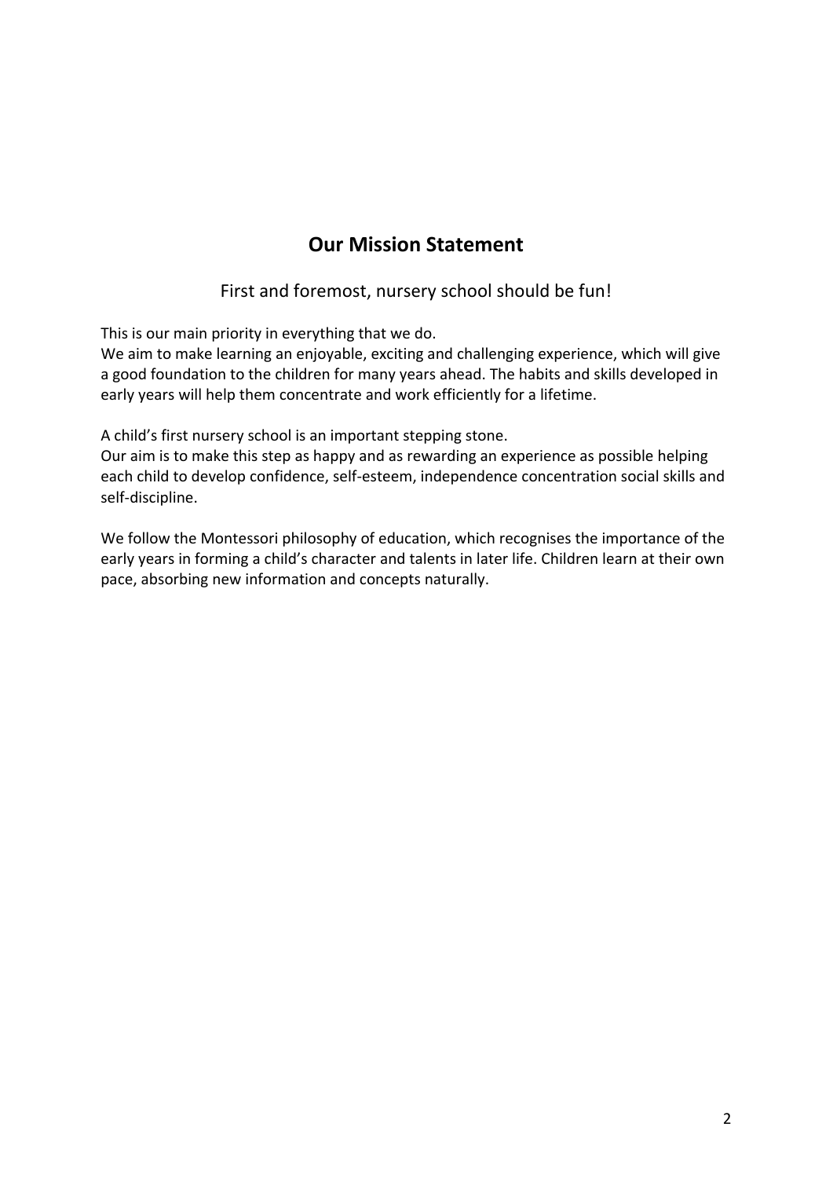## Our Mission Statement

First and foremost, nursery school should be fun!

This is our main priority in everything that we do.
We aim to make learning an enjoyable, exciting and challenging experience, which will give a good foundation to the children for many years ahead. The habits and skills developed in early years will help them concentrate and work efficiently for a lifetime.

A child's first nursery school is an important stepping stone.
Our aim is to make this step as happy and as rewarding an experience as possible helping each child to develop confidence, self-esteem, independence concentration social skills and self-discipline.

We follow the Montessori philosophy of education, which recognises the importance of the early years in forming a child's character and talents in later life. Children learn at their own pace, absorbing new information and concepts naturally.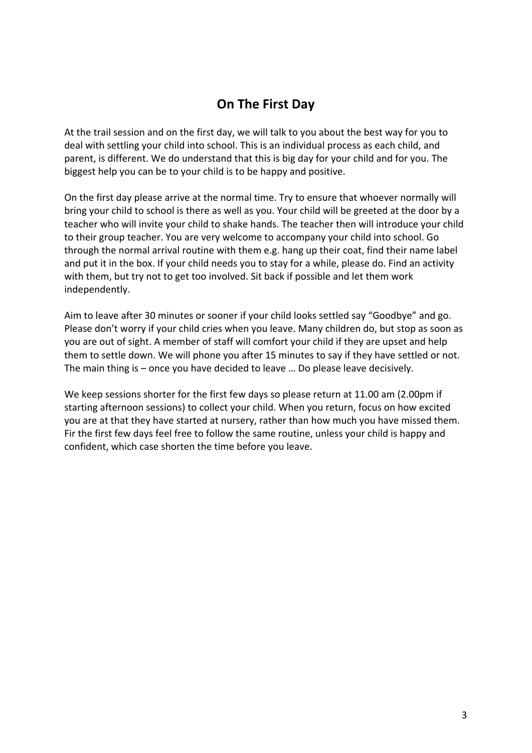## On The First Day

At the trail session and on the first day, we will talk to you about the best way for you to deal with settling your child into school. This is an individual process as each child, and parent, is different. We do understand that this is big day for your child and for you. The biggest help you can be to your child is to be happy and positive.

On the first day please arrive at the normal time. Try to ensure that whoever normally will bring your child to school is there as well as you. Your child will be greeted at the door by a teacher who will invite your child to shake hands. The teacher then will introduce your child to their group teacher. You are very welcome to accompany your child into school. Go through the normal arrival routine with them e.g. hang up their coat, find their name label and put it in the box. If your child needs you to stay for a while, please do. Find an activity with them, but try not to get too involved. Sit back if possible and let them work independently.

Aim to leave after 30 minutes or sooner if your child looks settled say "Goodbye" and go. Please don't worry if your child cries when you leave. Many children do, but stop as soon as you are out of sight. A member of staff will comfort your child if they are upset and help them to settle down. We will phone you after 15 minutes to say if they have settled or not. The main thing is – once you have decided to leave … Do please leave decisively.

We keep sessions shorter for the first few days so please return at 11.00 am (2.00pm if starting afternoon sessions) to collect your child. When you return, focus on how excited you are at that they have started at nursery, rather than how much you have missed them. Fir the first few days feel free to follow the same routine, unless your child is happy and confident, which case shorten the time before you leave.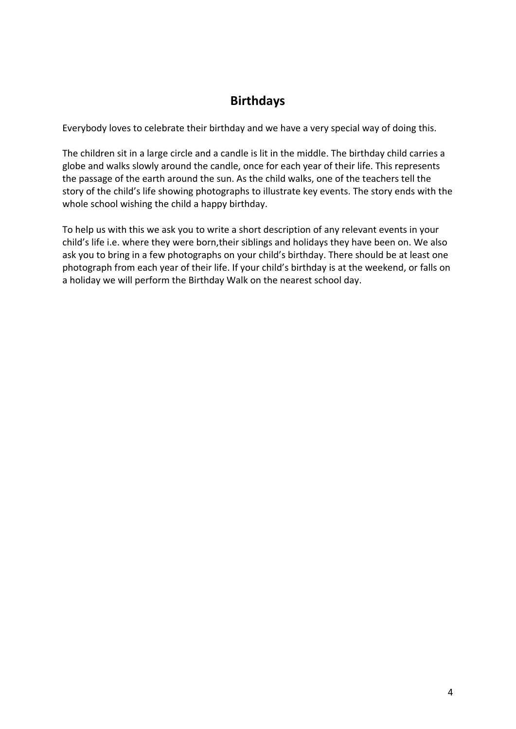## Birthdays

Everybody loves to celebrate their birthday and we have a very special way of doing this.

The children sit in a large circle and a candle is lit in the middle. The birthday child carries a globe and walks slowly around the candle, once for each year of their life. This represents the passage of the earth around the sun. As the child walks, one of the teachers tell the story of the child's life showing photographs to illustrate key events. The story ends with the whole school wishing the child a happy birthday.

To help us with this we ask you to write a short description of any relevant events in your child's life i.e. where they were born,their siblings and holidays they have been on. We also ask you to bring in a few photographs on your child's birthday. There should be at least one photograph from each year of their life. If your child's birthday is at the weekend, or falls on a holiday we will perform the Birthday Walk on the nearest school day.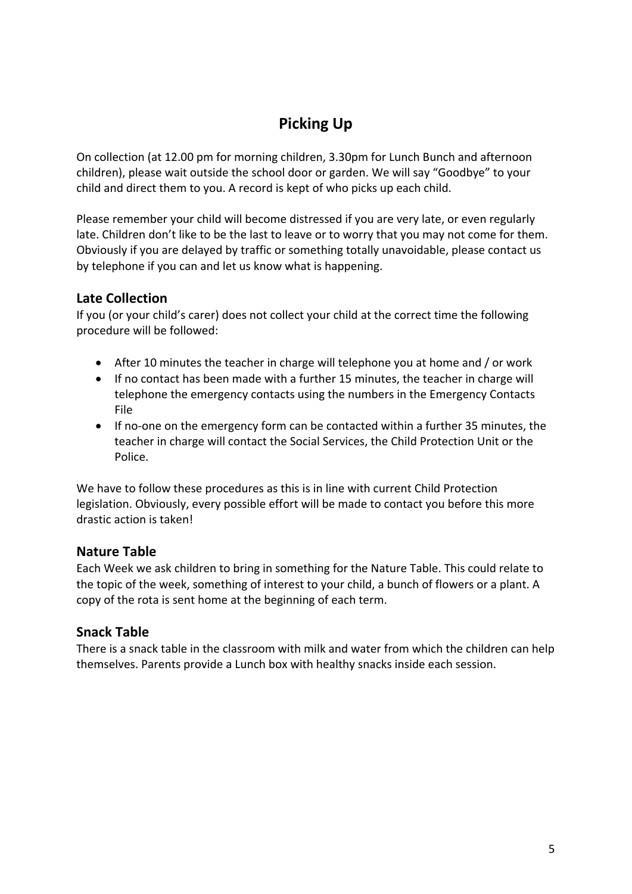# Picking Up

On collection (at 12.00 pm for morning children, 3.30pm for Lunch Bunch and afternoon children), please wait outside the school door or garden. We will say "Goodbye" to your child and direct them to you. A record is kept of who picks up each child.

Please remember your child will become distressed if you are very late, or even regularly late. Children don't like to be the last to leave or to worry that you may not come for them. Obviously if you are delayed by traffic or something totally unavoidable, please contact us by telephone if you can and let us know what is happening.

## Late Collection

If you (or your child's carer) does not collect your child at the correct time the following procedure will be followed:

- After 10 minutes the teacher in charge will telephone you at home and / or work
- If no contact has been made with a further 15 minutes, the teacher in charge will telephone the emergency contacts using the numbers in the Emergency Contacts File
- If no-one on the emergency form can be contacted within a further 35 minutes, the teacher in charge will contact the Social Services, the Child Protection Unit or the Police.

We have to follow these procedures as this is in line with current Child Protection legislation. Obviously, every possible effort will be made to contact you before this more drastic action is taken!

## Nature Table

Each Week we ask children to bring in something for the Nature Table. This could relate to the topic of the week, something of interest to your child, a bunch of flowers or a plant. A copy of the rota is sent home at the beginning of each term.

## Snack Table

There is a snack table in the classroom with milk and water from which the children can help themselves. Parents provide a Lunch box with healthy snacks inside each session.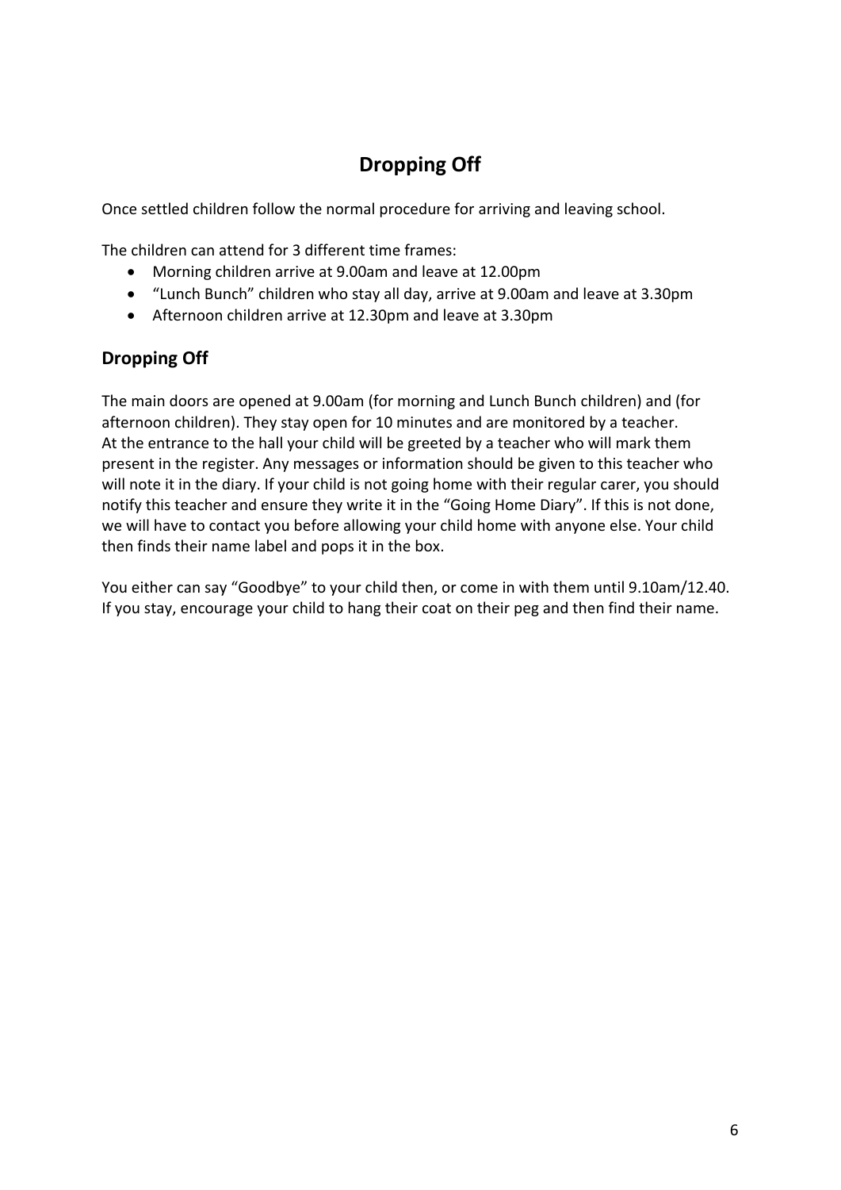# Dropping Off

Once settled children follow the normal procedure for arriving and leaving school.

The children can attend for 3 different time frames:

- Morning children arrive at 9.00am and leave at 12.00pm
- “Lunch Bunch” children who stay all day, arrive at 9.00am and leave at 3.30pm
- Afternoon children arrive at 12.30pm and leave at 3.30pm

## Dropping Off

The main doors are opened at 9.00am (for morning and Lunch Bunch children) and (for afternoon children). They stay open for 10 minutes and are monitored by a teacher.
At the entrance to the hall your child will be greeted by a teacher who will mark them present in the register. Any messages or information should be given to this teacher who will note it in the diary. If your child is not going home with their regular carer, you should notify this teacher and ensure they write it in the “Going Home Diary”. If this is not done, we will have to contact you before allowing your child home with anyone else. Your child then finds their name label and pops it in the box.

You either can say “Goodbye” to your child then, or come in with them until 9.10am/12.40. If you stay, encourage your child to hang their coat on their peg and then find their name.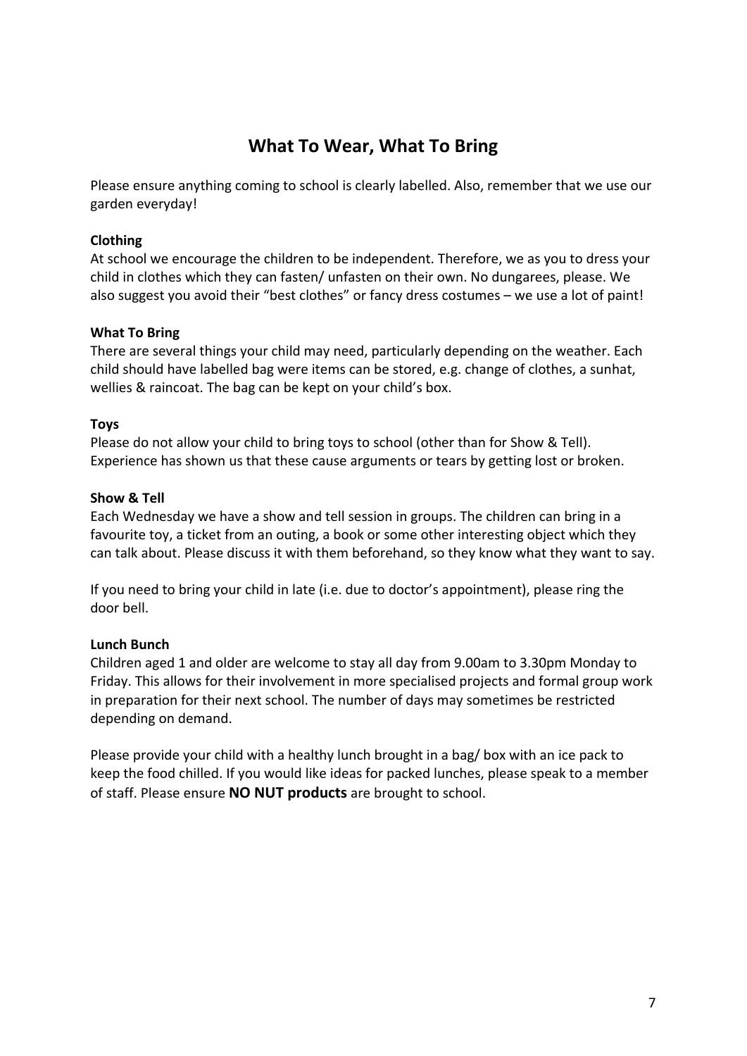# What To Wear, What To Bring

Please ensure anything coming to school is clearly labelled. Also, remember that we use our garden everyday!

**Clothing**

At school we encourage the children to be independent. Therefore, we as you to dress your child in clothes which they can fasten/ unfasten on their own. No dungarees, please. We also suggest you avoid their "best clothes" or fancy dress costumes – we use a lot of paint!

**What To Bring**

There are several things your child may need, particularly depending on the weather. Each child should have labelled bag were items can be stored, e.g. change of clothes, a sunhat, wellies & raincoat. The bag can be kept on your child's box.

**Toys**

Please do not allow your child to bring toys to school (other than for Show & Tell). Experience has shown us that these cause arguments or tears by getting lost or broken.

**Show & Tell**

Each Wednesday we have a show and tell session in groups. The children can bring in a favourite toy, a ticket from an outing, a book or some other interesting object which they can talk about. Please discuss it with them beforehand, so they know what they want to say.

If you need to bring your child in late (i.e. due to doctor's appointment), please ring the door bell.

**Lunch Bunch**

Children aged 1 and older are welcome to stay all day from 9.00am to 3.30pm Monday to Friday. This allows for their involvement in more specialised projects and formal group work in preparation for their next school. The number of days may sometimes be restricted depending on demand.

Please provide your child with a healthy lunch brought in a bag/ box with an ice pack to keep the food chilled. If you would like ideas for packed lunches, please speak to a member of staff. Please ensure **NO NUT products** are brought to school.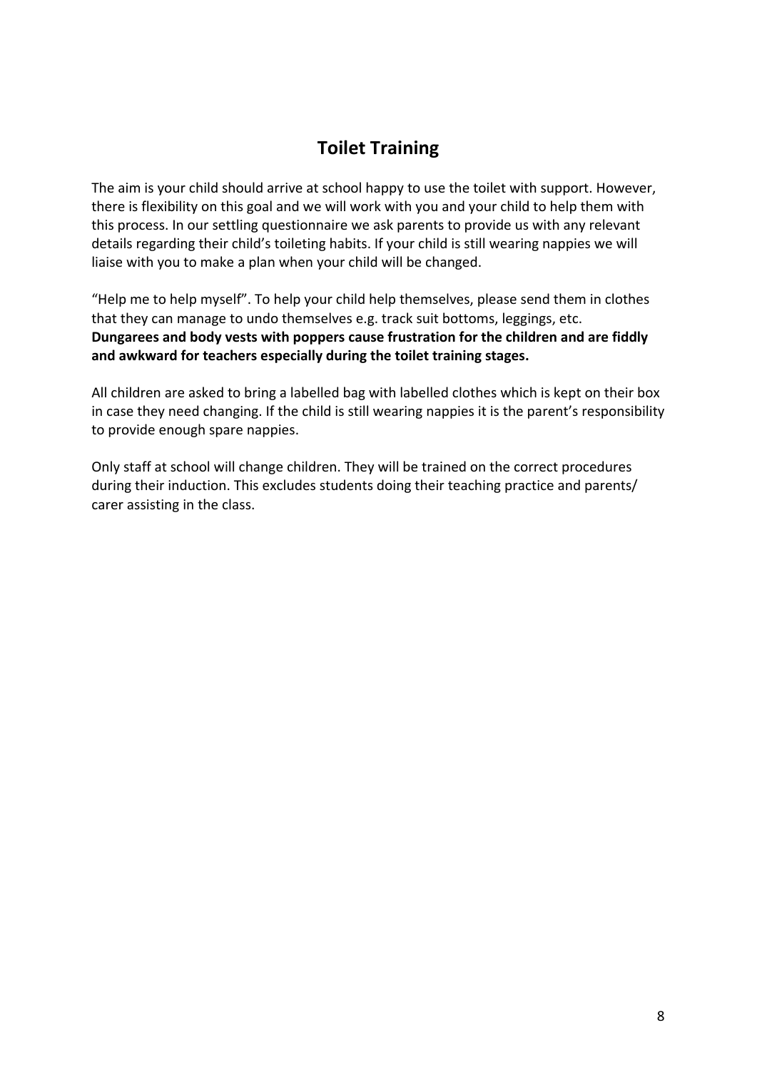## Toilet Training

The aim is your child should arrive at school happy to use the toilet with support. However, there is flexibility on this goal and we will work with you and your child to help them with this process. In our settling questionnaire we ask parents to provide us with any relevant details regarding their child's toileting habits. If your child is still wearing nappies we will liaise with you to make a plan when your child will be changed.

"Help me to help myself". To help your child help themselves, please send them in clothes that they can manage to undo themselves e.g. track suit bottoms, leggings, etc. **Dungarees and body vests with poppers cause frustration for the children and are fiddly and awkward for teachers especially during the toilet training stages.**

All children are asked to bring a labelled bag with labelled clothes which is kept on their box in case they need changing. If the child is still wearing nappies it is the parent's responsibility to provide enough spare nappies.

Only staff at school will change children. They will be trained on the correct procedures during their induction. This excludes students doing their teaching practice and parents/ carer assisting in the class.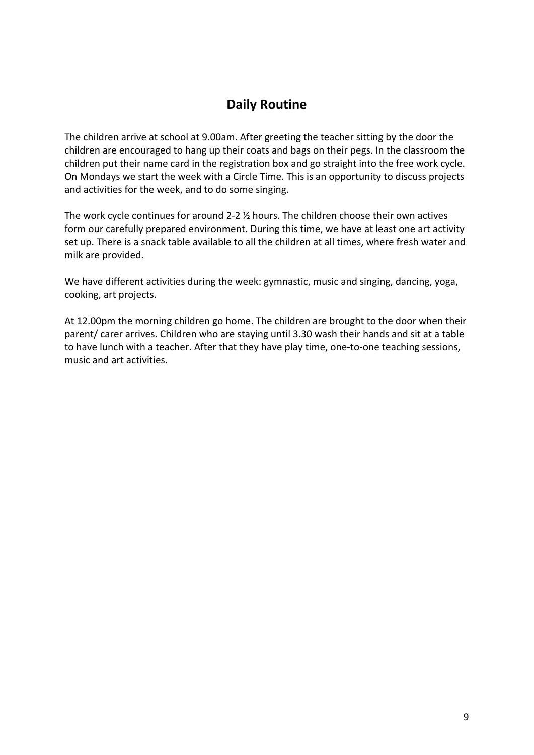## Daily Routine

The children arrive at school at 9.00am. After greeting the teacher sitting by the door the children are encouraged to hang up their coats and bags on their pegs. In the classroom the children put their name card in the registration box and go straight into the free work cycle. On Mondays we start the week with a Circle Time. This is an opportunity to discuss projects and activities for the week, and to do some singing.

The work cycle continues for around 2-2 ½ hours. The children choose their own actives form our carefully prepared environment. During this time, we have at least one art activity set up. There is a snack table available to all the children at all times, where fresh water and milk are provided.

We have different activities during the week: gymnastic, music and singing, dancing, yoga, cooking, art projects.

At 12.00pm the morning children go home. The children are brought to the door when their parent/ carer arrives. Children who are staying until 3.30 wash their hands and sit at a table to have lunch with a teacher. After that they have play time, one-to-one teaching sessions, music and art activities.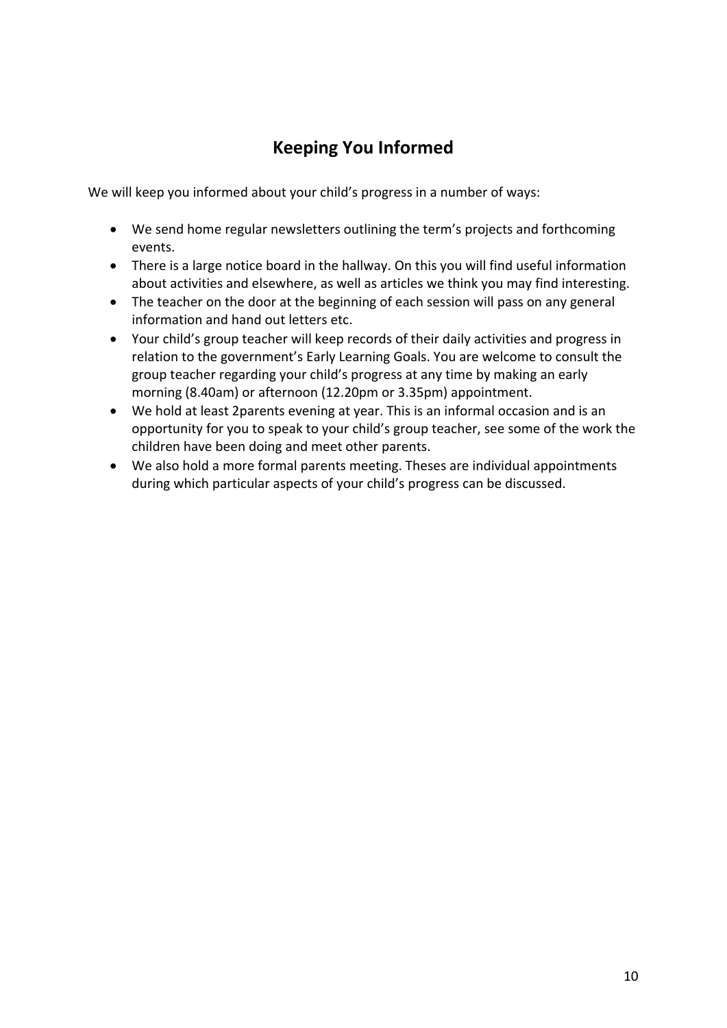# Keeping You Informed

We will keep you informed about your child's progress in a number of ways:

- We send home regular newsletters outlining the term's projects and forthcoming events.
- There is a large notice board in the hallway. On this you will find useful information about activities and elsewhere, as well as articles we think you may find interesting.
- The teacher on the door at the beginning of each session will pass on any general information and hand out letters etc.
- Your child's group teacher will keep records of their daily activities and progress in relation to the government's Early Learning Goals. You are welcome to consult the group teacher regarding your child's progress at any time by making an early morning (8.40am) or afternoon (12.20pm or 3.35pm) appointment.
- We hold at least 2parents evening at year. This is an informal occasion and is an opportunity for you to speak to your child's group teacher, see some of the work the children have been doing and meet other parents.
- We also hold a more formal parents meeting. Theses are individual appointments during which particular aspects of your child's progress can be discussed.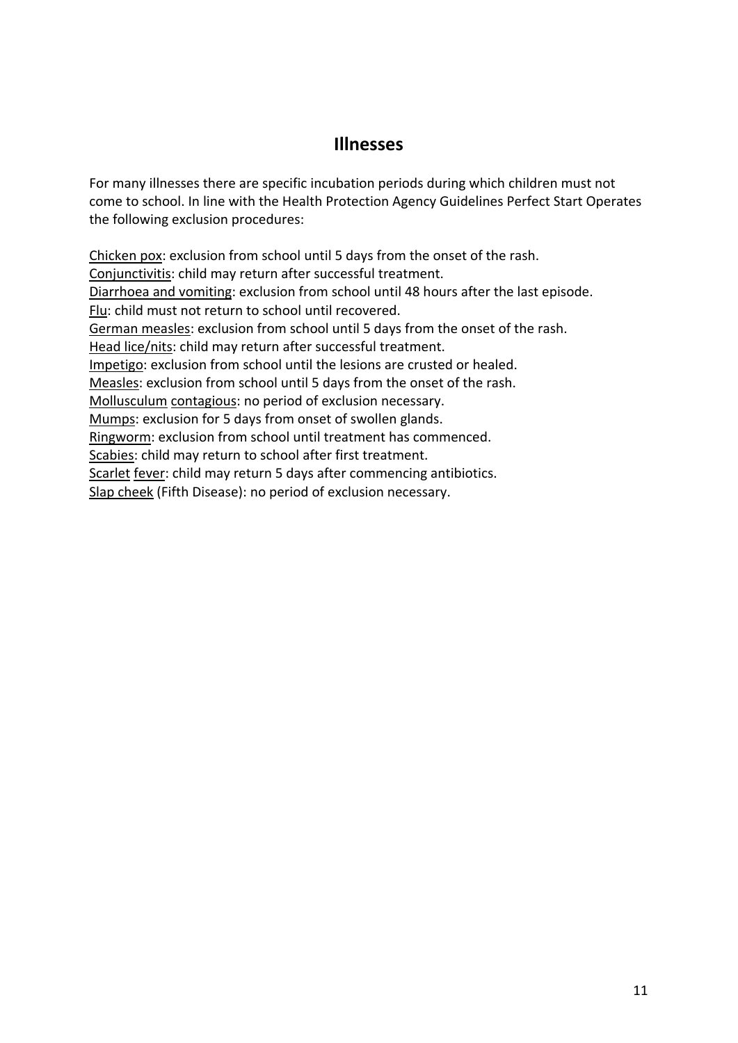# Illnesses

For many illnesses there are specific incubation periods during which children must not come to school. In line with the Health Protection Agency Guidelines Perfect Start Operates the following exclusion procedures:

Chicken pox: exclusion from school until 5 days from the onset of the rash.
Conjunctivitis: child may return after successful treatment.
Diarrhoea and vomiting: exclusion from school until 48 hours after the last episode.
Flu: child must not return to school until recovered.
German measles: exclusion from school until 5 days from the onset of the rash.
Head lice/nits: child may return after successful treatment.
Impetigo: exclusion from school until the lesions are crusted or healed.
Measles: exclusion from school until 5 days from the onset of the rash.
Mollusculum contagious: no period of exclusion necessary.
Mumps: exclusion for 5 days from onset of swollen glands.
Ringworm: exclusion from school until treatment has commenced.
Scabies: child may return to school after first treatment.
Scarlet fever: child may return 5 days after commencing antibiotics.
Slap cheek (Fifth Disease): no period of exclusion necessary.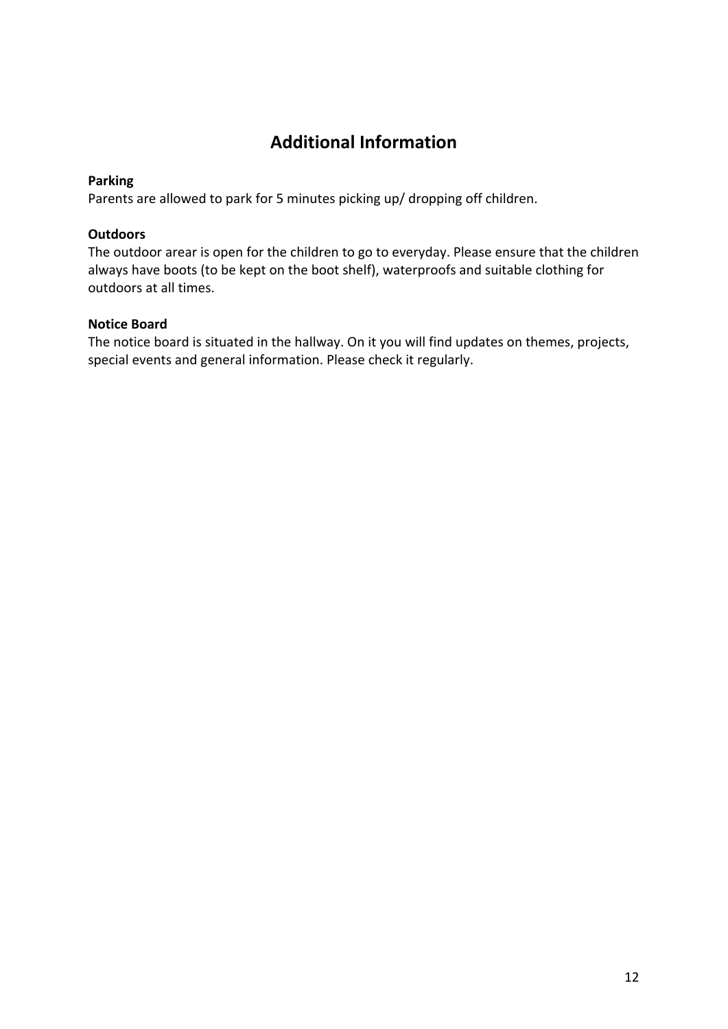# Additional Information

**Parking**

Parents are allowed to park for 5 minutes picking up/ dropping off children.

**Outdoors**

The outdoor arear is open for the children to go to everyday. Please ensure that the children always have boots (to be kept on the boot shelf), waterproofs and suitable clothing for outdoors at all times.

**Notice Board**

The notice board is situated in the hallway. On it you will find updates on themes, projects, special events and general information. Please check it regularly.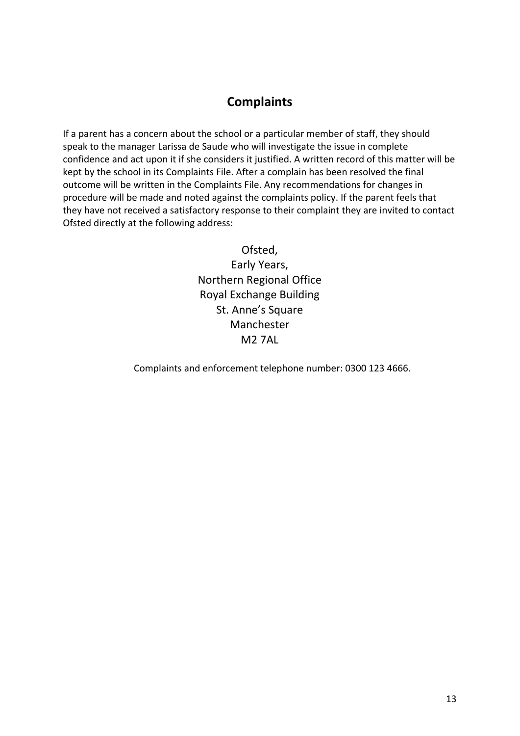## Complaints

If a parent has a concern about the school or a particular member of staff, they should speak to the manager Larissa de Saude who will investigate the issue in complete confidence and act upon it if she considers it justified. A written record of this matter will be kept by the school in its Complaints File. After a complain has been resolved the final outcome will be written in the Complaints File. Any recommendations for changes in procedure will be made and noted against the complaints policy. If the parent feels that they have not received a satisfactory response to their complaint they are invited to contact Ofsted directly at the following address:

Ofsted,
Early Years,
Northern Regional Office
Royal Exchange Building
St. Anne's Square
Manchester
M2 7AL

Complaints and enforcement telephone number: 0300 123 4666.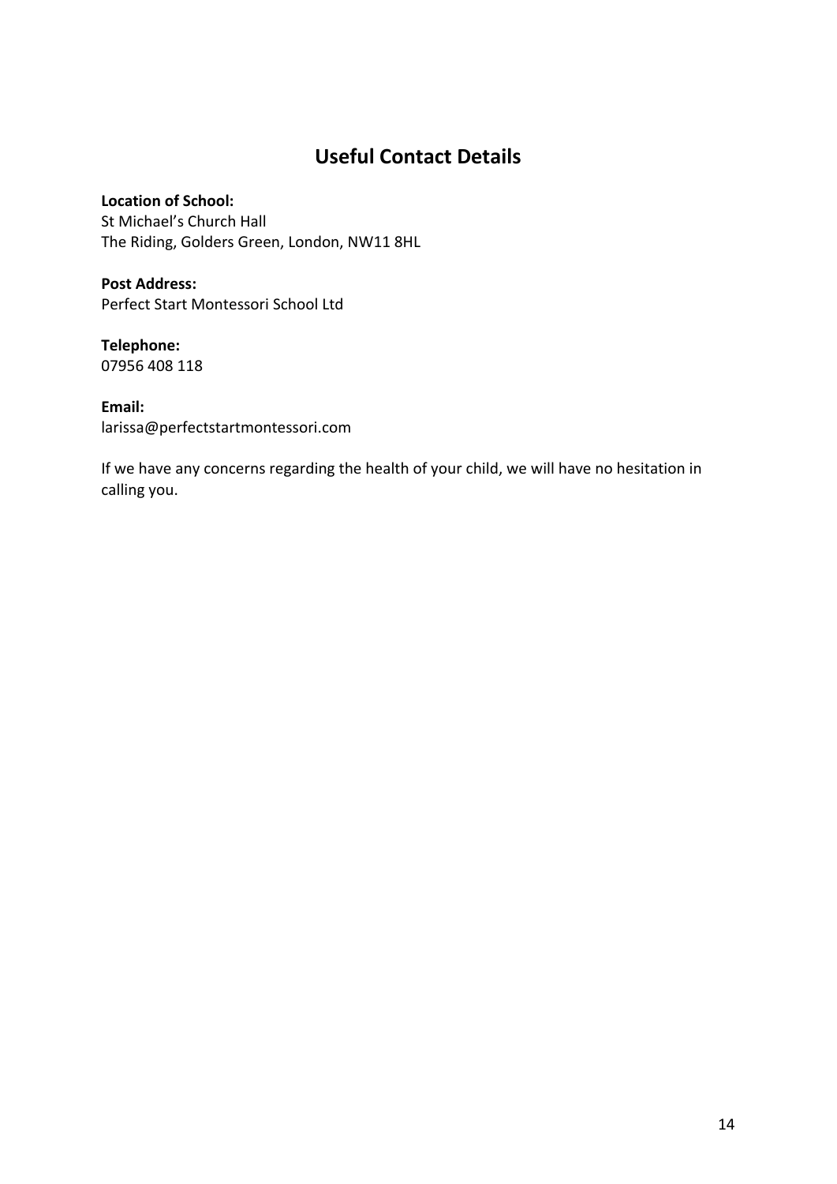## Useful Contact Details

**Location of School:**
St Michael's Church Hall
The Riding, Golders Green, London, NW11 8HL

**Post Address:**
Perfect Start Montessori School Ltd

**Telephone:**
07956 408 118

**Email:**
larissa@perfectstartmontessori.com

If we have any concerns regarding the health of your child, we will have no hesitation in calling you.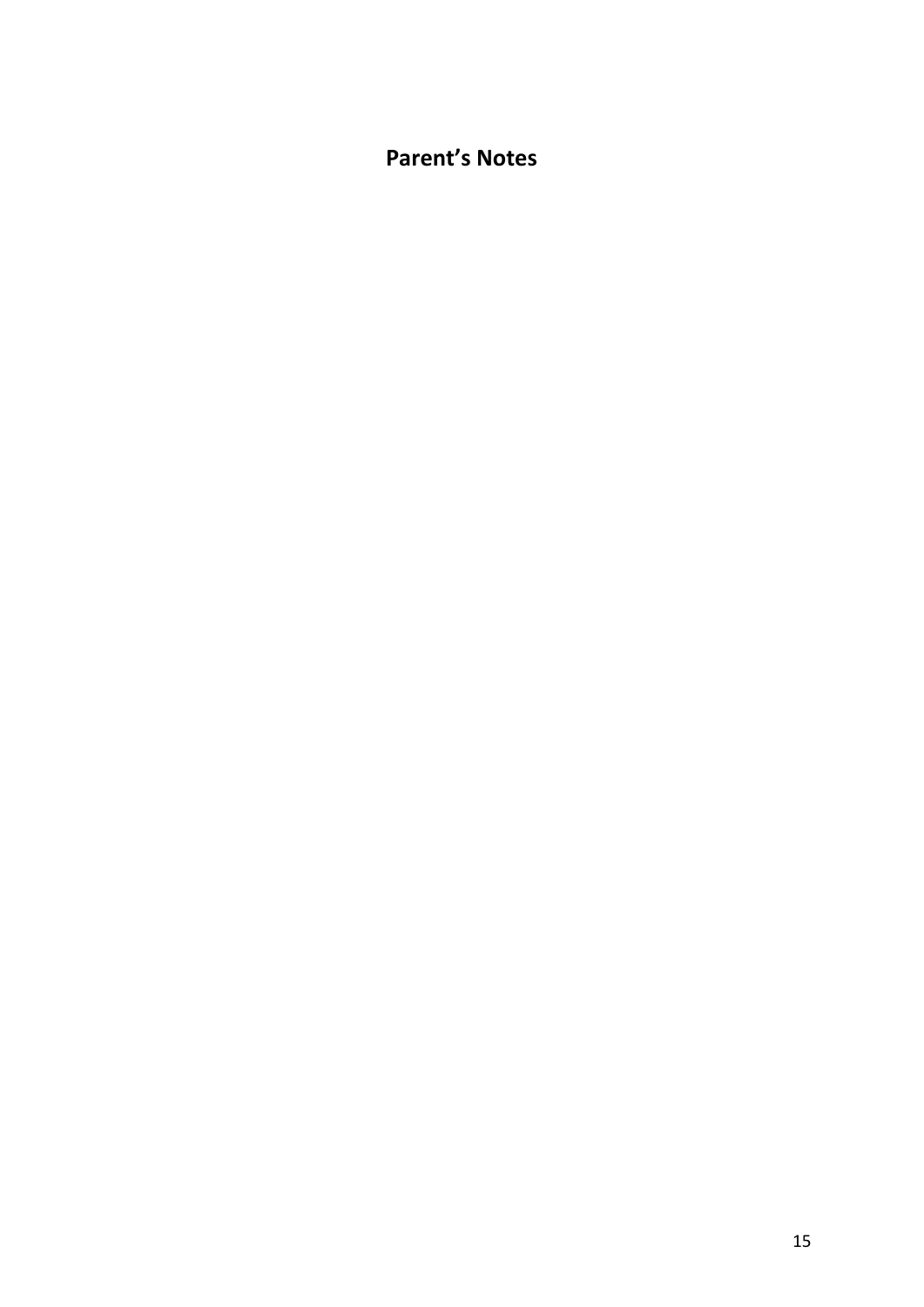# Parent's Notes